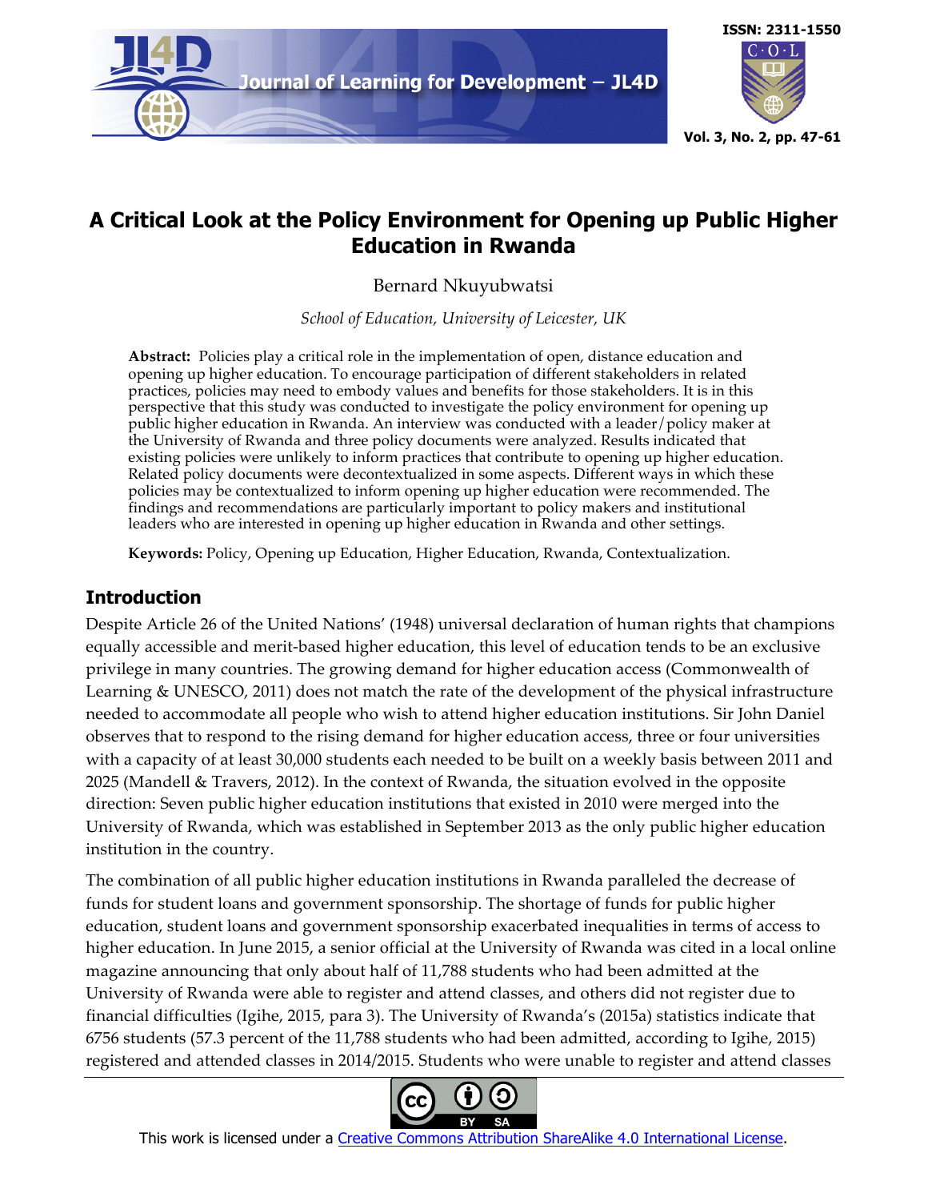# A Critical Look at the Policy Environment for Opening up Public Higher Education in Rwanda

Bernard Nkuyubwatsi

*School of Education, University of Leicester, UK*

**Abstract:** Policies play a critical role in the implementation of open, distance education and opening up higher education. To encourage participation of different stakeholders in related practices, policies may need to embody values and benefits for those stakeholders. It is in this perspective that this study was conducted to investigate the policy environment for opening up public higher education in Rwanda. An interview was conducted with a leader/policy maker at the University of Rwanda and three policy documents were analyzed. Results indicated that existing policies were unlikely to inform practices that contribute to opening up higher education. Related policy documents were decontextualized in some aspects. Different ways in which these policies may be contextualized to inform opening up higher education were recommended. The findings and recommendations are particularly important to policy makers and institutional leaders who are interested in opening up higher education in Rwanda and other settings.

**Keywords:** Policy, Opening up Education, Higher Education, Rwanda, Contextualization.

## Introduction

Despite Article 26 of the United Nations' (1948) universal declaration of human rights that champions equally accessible and merit-based higher education, this level of education tends to be an exclusive privilege in many countries. The growing demand for higher education access (Commonwealth of Learning & UNESCO, 2011) does not match the rate of the development of the physical infrastructure needed to accommodate all people who wish to attend higher education institutions. Sir John Daniel observes that to respond to the rising demand for higher education access, three or four universities with a capacity of at least 30,000 students each needed to be built on a weekly basis between 2011 and 2025 (Mandell & Travers, 2012). In the context of Rwanda, the situation evolved in the opposite direction: Seven public higher education institutions that existed in 2010 were merged into the University of Rwanda, which was established in September 2013 as the only public higher education institution in the country.

The combination of all public higher education institutions in Rwanda paralleled the decrease of funds for student loans and government sponsorship. The shortage of funds for public higher education, student loans and government sponsorship exacerbated inequalities in terms of access to higher education. In June 2015, a senior official at the University of Rwanda was cited in a local online magazine announcing that only about half of 11,788 students who had been admitted at the University of Rwanda were able to register and attend classes, and others did not register due to financial difficulties (Igihe, 2015, para 3). The University of Rwanda's (2015a) statistics indicate that 6756 students (57.3 percent of the 11,788 students who had been admitted, according to Igihe, 2015) registered and attended classes in 2014/2015. Students who were unable to register and attend classes

This work is licensed under a Creative Commons Attribution ShareAlike 4.0 International License.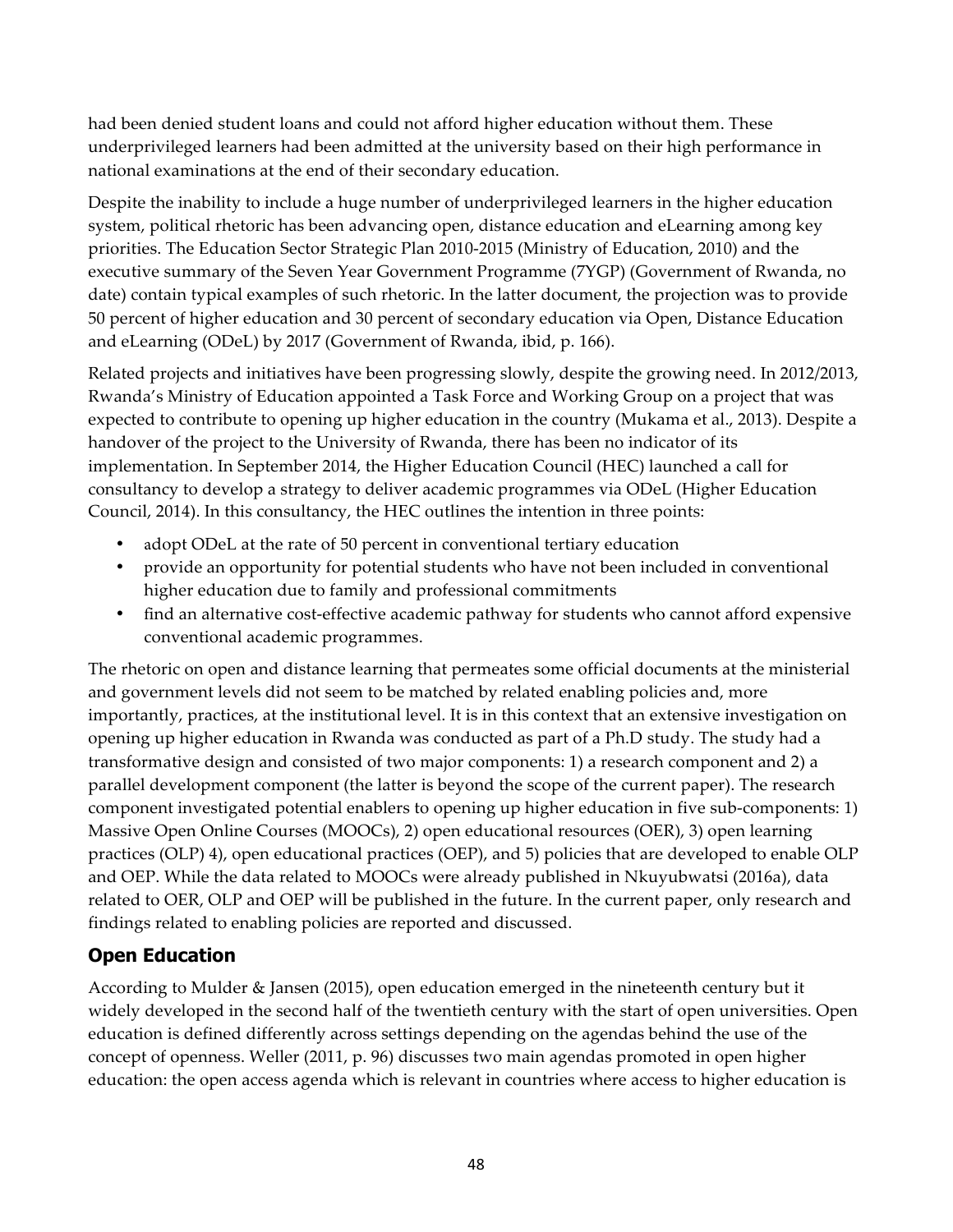had been denied student loans and could not afford higher education without them. These underprivileged learners had been admitted at the university based on their high performance in national examinations at the end of their secondary education.

Despite the inability to include a huge number of underprivileged learners in the higher education system, political rhetoric has been advancing open, distance education and eLearning among key priorities. The Education Sector Strategic Plan 2010-2015 (Ministry of Education, 2010) and the executive summary of the Seven Year Government Programme (7YGP) (Government of Rwanda, no date) contain typical examples of such rhetoric. In the latter document, the projection was to provide 50 percent of higher education and 30 percent of secondary education via Open, Distance Education and eLearning (ODeL) by 2017 (Government of Rwanda, ibid, p. 166).

Related projects and initiatives have been progressing slowly, despite the growing need. In 2012/2013, Rwanda's Ministry of Education appointed a Task Force and Working Group on a project that was expected to contribute to opening up higher education in the country (Mukama et al., 2013). Despite a handover of the project to the University of Rwanda, there has been no indicator of its implementation. In September 2014, the Higher Education Council (HEC) launched a call for consultancy to develop a strategy to deliver academic programmes via ODeL (Higher Education Council, 2014). In this consultancy, the HEC outlines the intention in three points:

- adopt ODeL at the rate of 50 percent in conventional tertiary education
- provide an opportunity for potential students who have not been included in conventional higher education due to family and professional commitments
- find an alternative cost-effective academic pathway for students who cannot afford expensive conventional academic programmes.

The rhetoric on open and distance learning that permeates some official documents at the ministerial and government levels did not seem to be matched by related enabling policies and, more importantly, practices, at the institutional level. It is in this context that an extensive investigation on opening up higher education in Rwanda was conducted as part of a Ph.D study. The study had a transformative design and consisted of two major components: 1) a research component and 2) a parallel development component (the latter is beyond the scope of the current paper). The research component investigated potential enablers to opening up higher education in five sub-components: 1) Massive Open Online Courses (MOOCs), 2) open educational resources (OER), 3) open learning practices (OLP) 4), open educational practices (OEP), and 5) policies that are developed to enable OLP and OEP. While the data related to MOOCs were already published in Nkuyubwatsi (2016a), data related to OER, OLP and OEP will be published in the future. In the current paper, only research and findings related to enabling policies are reported and discussed.

## Open Education

According to Mulder & Jansen (2015), open education emerged in the nineteenth century but it widely developed in the second half of the twentieth century with the start of open universities. Open education is defined differently across settings depending on the agendas behind the use of the concept of openness. Weller (2011, p. 96) discusses two main agendas promoted in open higher education: the open access agenda which is relevant in countries where access to higher education is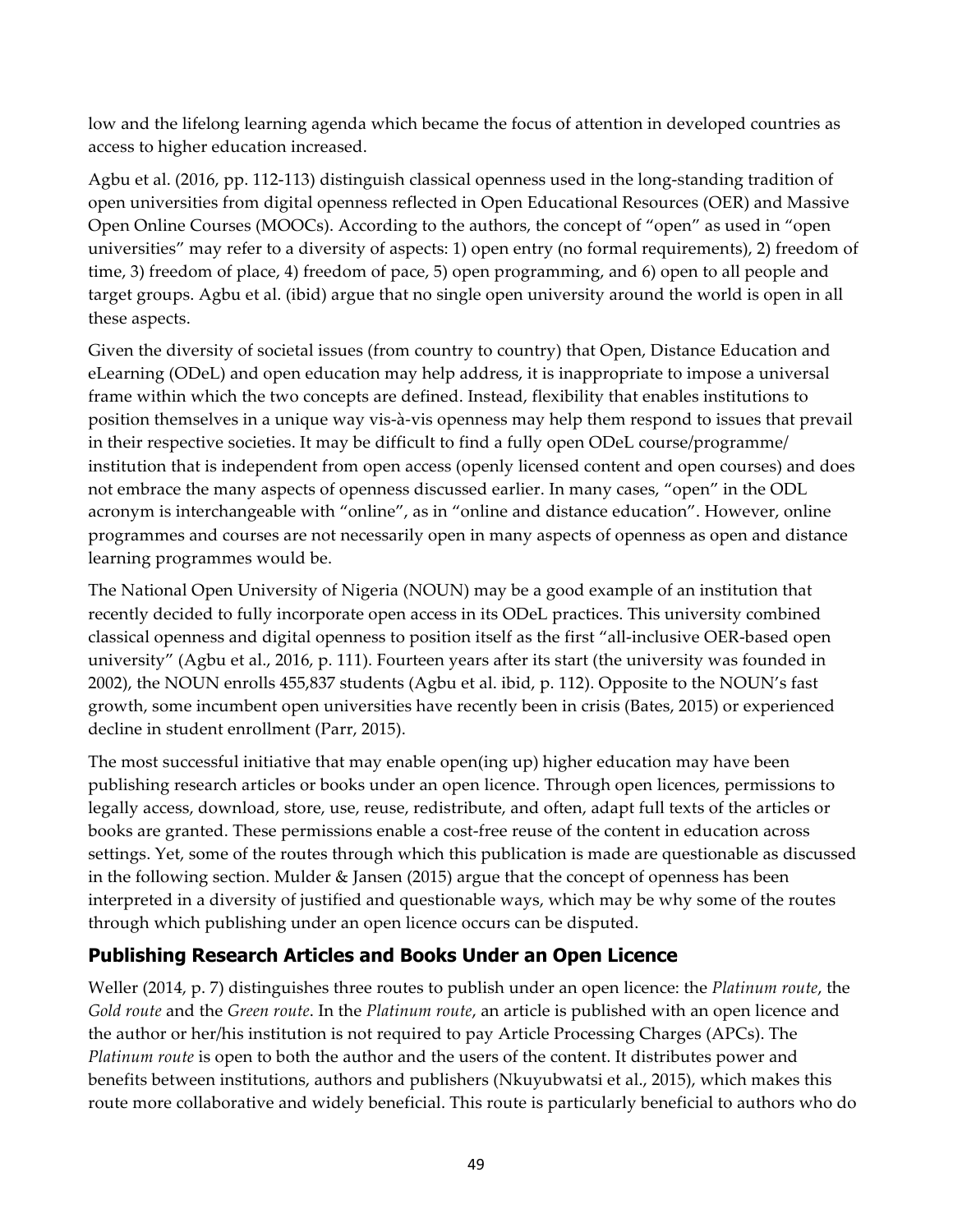low and the lifelong learning agenda which became the focus of attention in developed countries as access to higher education increased.

Agbu et al. (2016, pp. 112-113) distinguish classical openness used in the long-standing tradition of open universities from digital openness reflected in Open Educational Resources (OER) and Massive Open Online Courses (MOOCs). According to the authors, the concept of "open" as used in "open universities" may refer to a diversity of aspects: 1) open entry (no formal requirements), 2) freedom of time, 3) freedom of place, 4) freedom of pace, 5) open programming, and 6) open to all people and target groups. Agbu et al. (ibid) argue that no single open university around the world is open in all these aspects.

Given the diversity of societal issues (from country to country) that Open, Distance Education and eLearning (ODeL) and open education may help address, it is inappropriate to impose a universal frame within which the two concepts are defined. Instead, flexibility that enables institutions to position themselves in a unique way vis-à-vis openness may help them respond to issues that prevail in their respective societies. It may be difficult to find a fully open ODeL course/programme/ institution that is independent from open access (openly licensed content and open courses) and does not embrace the many aspects of openness discussed earlier. In many cases, "open" in the ODL acronym is interchangeable with "online", as in "online and distance education". However, online programmes and courses are not necessarily open in many aspects of openness as open and distance learning programmes would be.

The National Open University of Nigeria (NOUN) may be a good example of an institution that recently decided to fully incorporate open access in its ODeL practices. This university combined classical openness and digital openness to position itself as the first "all-inclusive OER-based open university" (Agbu et al., 2016, p. 111). Fourteen years after its start (the university was founded in 2002), the NOUN enrolls 455,837 students (Agbu et al. ibid, p. 112). Opposite to the NOUN's fast growth, some incumbent open universities have recently been in crisis (Bates, 2015) or experienced decline in student enrollment (Parr, 2015).

The most successful initiative that may enable open(ing up) higher education may have been publishing research articles or books under an open licence. Through open licences, permissions to legally access, download, store, use, reuse, redistribute, and often, adapt full texts of the articles or books are granted. These permissions enable a cost-free reuse of the content in education across settings. Yet, some of the routes through which this publication is made are questionable as discussed in the following section. Mulder & Jansen (2015) argue that the concept of openness has been interpreted in a diversity of justified and questionable ways, which may be why some of the routes through which publishing under an open licence occurs can be disputed.

## Publishing Research Articles and Books Under an Open Licence

Weller (2014, p. 7) distinguishes three routes to publish under an open licence: the *Platinum route*, the *Gold route* and the *Green route*. In the *Platinum route*, an article is published with an open licence and the author or her/his institution is not required to pay Article Processing Charges (APCs). The *Platinum route* is open to both the author and the users of the content. It distributes power and benefits between institutions, authors and publishers (Nkuyubwatsi et al., 2015), which makes this route more collaborative and widely beneficial. This route is particularly beneficial to authors who do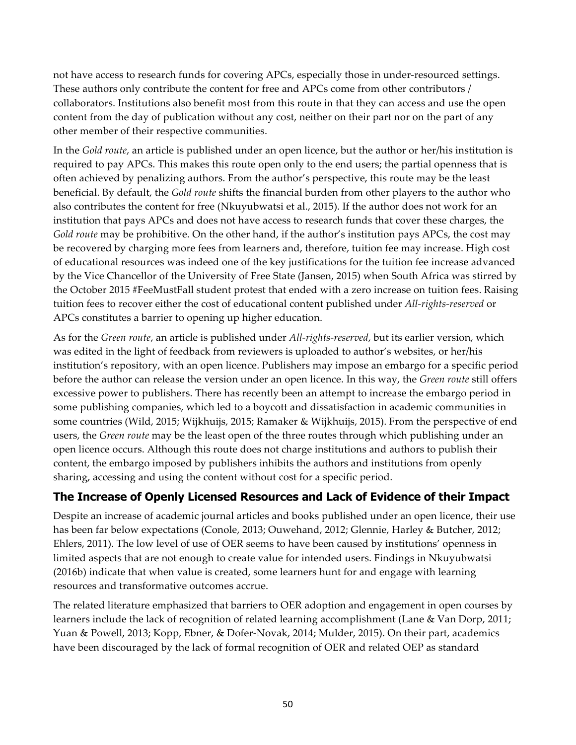not have access to research funds for covering APCs, especially those in under-resourced settings. These authors only contribute the content for free and APCs come from other contributors / collaborators. Institutions also benefit most from this route in that they can access and use the open content from the day of publication without any cost, neither on their part nor on the part of any other member of their respective communities.

In the *Gold route*, an article is published under an open licence, but the author or her/his institution is required to pay APCs. This makes this route open only to the end users; the partial openness that is often achieved by penalizing authors. From the author's perspective, this route may be the least beneficial. By default, the *Gold route* shifts the financial burden from other players to the author who also contributes the content for free (Nkuyubwatsi et al., 2015). If the author does not work for an institution that pays APCs and does not have access to research funds that cover these charges, the *Gold route* may be prohibitive. On the other hand, if the author's institution pays APCs, the cost may be recovered by charging more fees from learners and, therefore, tuition fee may increase. High cost of educational resources was indeed one of the key justifications for the tuition fee increase advanced by the Vice Chancellor of the University of Free State (Jansen, 2015) when South Africa was stirred by the October 2015 #FeeMustFall student protest that ended with a zero increase on tuition fees. Raising tuition fees to recover either the cost of educational content published under *All-rights-reserved* or APCs constitutes a barrier to opening up higher education.

As for the *Green route*, an article is published under *All-rights-reserved*, but its earlier version, which was edited in the light of feedback from reviewers is uploaded to author's websites, or her/his institution's repository, with an open licence. Publishers may impose an embargo for a specific period before the author can release the version under an open licence. In this way, the *Green route* still offers excessive power to publishers. There has recently been an attempt to increase the embargo period in some publishing companies, which led to a boycott and dissatisfaction in academic communities in some countries (Wild, 2015; Wijkhuijs, 2015; Ramaker & Wijkhuijs, 2015). From the perspective of end users, the *Green route* may be the least open of the three routes through which publishing under an open licence occurs. Although this route does not charge institutions and authors to publish their content, the embargo imposed by publishers inhibits the authors and institutions from openly sharing, accessing and using the content without cost for a specific period.

## The Increase of Openly Licensed Resources and Lack of Evidence of their Impact

Despite an increase of academic journal articles and books published under an open licence, their use has been far below expectations (Conole, 2013; Ouwehand, 2012; Glennie, Harley & Butcher, 2012; Ehlers, 2011). The low level of use of OER seems to have been caused by institutions' openness in limited aspects that are not enough to create value for intended users. Findings in Nkuyubwatsi (2016b) indicate that when value is created, some learners hunt for and engage with learning resources and transformative outcomes accrue.

The related literature emphasized that barriers to OER adoption and engagement in open courses by learners include the lack of recognition of related learning accomplishment (Lane & Van Dorp, 2011; Yuan & Powell, 2013; Kopp, Ebner, & Dofer-Novak, 2014; Mulder, 2015). On their part, academics have been discouraged by the lack of formal recognition of OER and related OEP as standard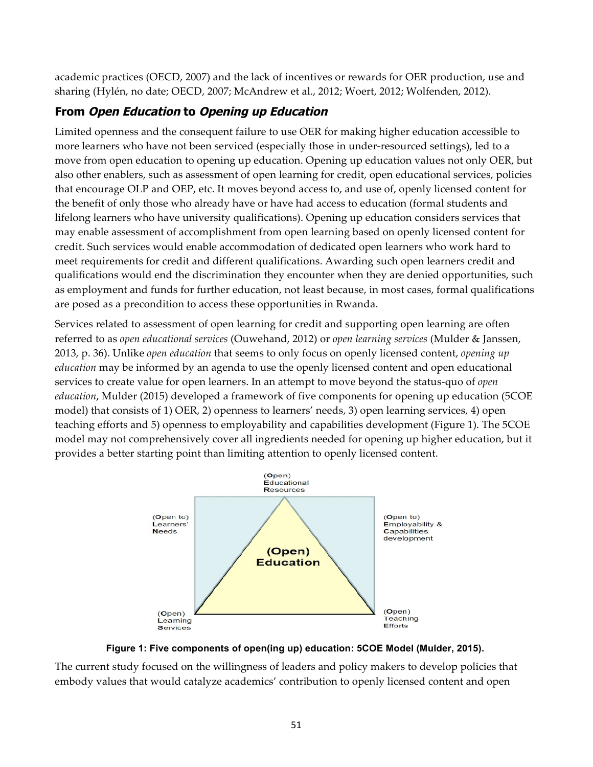academic practices (OECD, 2007) and the lack of incentives or rewards for OER production, use and sharing (Hylén, no date; OECD, 2007; McAndrew et al., 2012; Woert, 2012; Wolfenden, 2012).

## From *Open Education* to *Opening up Education*

Limited openness and the consequent failure to use OER for making higher education accessible to more learners who have not been serviced (especially those in under-resourced settings), led to a move from open education to opening up education. Opening up education values not only OER, but also other enablers, such as assessment of open learning for credit, open educational services, policies that encourage OLP and OEP, etc. It moves beyond access to, and use of, openly licensed content for the benefit of only those who already have or have had access to education (formal students and lifelong learners who have university qualifications). Opening up education considers services that may enable assessment of accomplishment from open learning based on openly licensed content for credit. Such services would enable accommodation of dedicated open learners who work hard to meet requirements for credit and different qualifications. Awarding such open learners credit and qualifications would end the discrimination they encounter when they are denied opportunities, such as employment and funds for further education, not least because, in most cases, formal qualifications are posed as a precondition to access these opportunities in Rwanda.

Services related to assessment of open learning for credit and supporting open learning are often referred to as *open educational services* (Ouwehand, 2012) or *open learning services* (Mulder & Janssen, 2013, p. 36). Unlike *open education* that seems to only focus on openly licensed content, *opening up education* may be informed by an agenda to use the openly licensed content and open educational services to create value for open learners. In an attempt to move beyond the status-quo of *open education*, Mulder (2015) developed a framework of five components for opening up education (5COE model) that consists of 1) OER, 2) openness to learners' needs, 3) open learning services, 4) open teaching efforts and 5) openness to employability and capabilities development (Figure 1). The 5COE model may not comprehensively cover all ingredients needed for opening up higher education, but it provides a better starting point than limiting attention to openly licensed content.

(Open) Educational Resources

(Open to) Learners' Needs

(Open to) Employability & Capabilities development

(Open) Education

(Open) Learning Services

(Open) Teaching Efforts

**Figure 1: Five components of open(ing up) education: 5COE Model (Mulder, 2015).**

The current study focused on the willingness of leaders and policy makers to develop policies that embody values that would catalyze academics' contribution to openly licensed content and open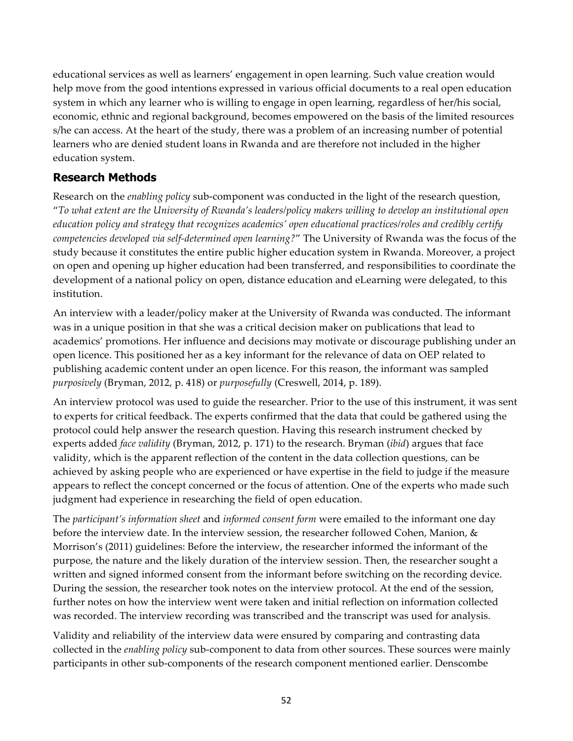educational services as well as learners' engagement in open learning. Such value creation would help move from the good intentions expressed in various official documents to a real open education system in which any learner who is willing to engage in open learning, regardless of her/his social, economic, ethnic and regional background, becomes empowered on the basis of the limited resources s/he can access. At the heart of the study, there was a problem of an increasing number of potential learners who are denied student loans in Rwanda and are therefore not included in the higher education system.

## Research Methods

Research on the *enabling policy* sub-component was conducted in the light of the research question, "*To what extent are the University of Rwanda's leaders/policy makers willing to develop an institutional open education policy and strategy that recognizes academics' open educational practices/roles and credibly certify competencies developed via self-determined open learning?*" The University of Rwanda was the focus of the study because it constitutes the entire public higher education system in Rwanda. Moreover, a project on open and opening up higher education had been transferred, and responsibilities to coordinate the development of a national policy on open, distance education and eLearning were delegated, to this institution.

An interview with a leader/policy maker at the University of Rwanda was conducted. The informant was in a unique position in that she was a critical decision maker on publications that lead to academics' promotions. Her influence and decisions may motivate or discourage publishing under an open licence. This positioned her as a key informant for the relevance of data on OEP related to publishing academic content under an open licence. For this reason, the informant was sampled *purposively* (Bryman, 2012, p. 418) or *purposefully* (Creswell, 2014, p. 189).

An interview protocol was used to guide the researcher. Prior to the use of this instrument, it was sent to experts for critical feedback. The experts confirmed that the data that could be gathered using the protocol could help answer the research question. Having this research instrument checked by experts added *face validity* (Bryman, 2012, p. 171) to the research. Bryman (*ibid*) argues that face validity, which is the apparent reflection of the content in the data collection questions, can be achieved by asking people who are experienced or have expertise in the field to judge if the measure appears to reflect the concept concerned or the focus of attention. One of the experts who made such judgment had experience in researching the field of open education.

The *participant's information sheet* and *informed consent form* were emailed to the informant one day before the interview date. In the interview session, the researcher followed Cohen, Manion, & Morrison's (2011) guidelines: Before the interview, the researcher informed the informant of the purpose, the nature and the likely duration of the interview session. Then, the researcher sought a written and signed informed consent from the informant before switching on the recording device. During the session, the researcher took notes on the interview protocol. At the end of the session, further notes on how the interview went were taken and initial reflection on information collected was recorded. The interview recording was transcribed and the transcript was used for analysis.

Validity and reliability of the interview data were ensured by comparing and contrasting data collected in the *enabling policy* sub-component to data from other sources. These sources were mainly participants in other sub-components of the research component mentioned earlier. Denscombe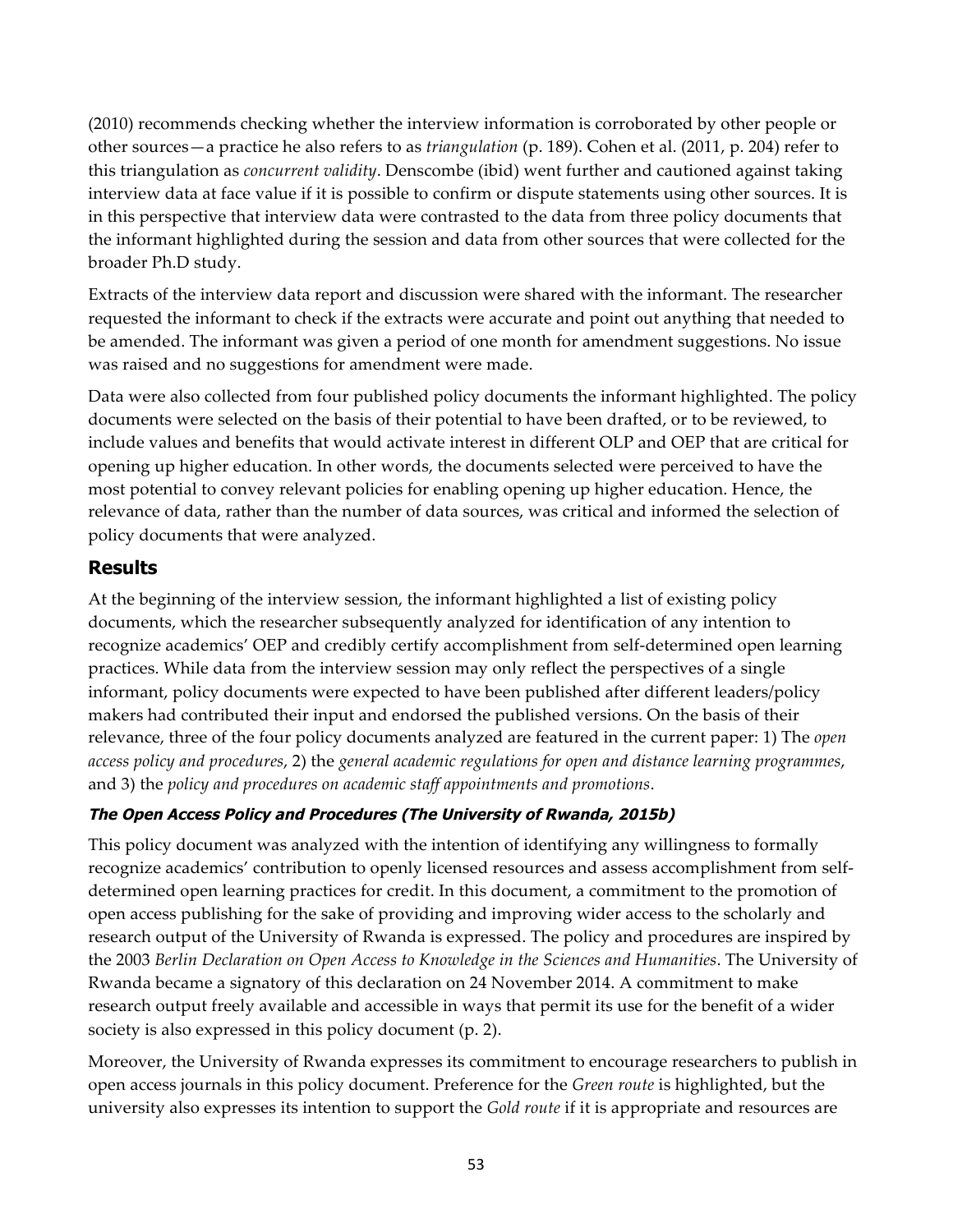(2010) recommends checking whether the interview information is corroborated by other people or other sources—a practice he also refers to as *triangulation* (p. 189). Cohen et al. (2011, p. 204) refer to this triangulation as *concurrent validity*. Denscombe (ibid) went further and cautioned against taking interview data at face value if it is possible to confirm or dispute statements using other sources. It is in this perspective that interview data were contrasted to the data from three policy documents that the informant highlighted during the session and data from other sources that were collected for the broader Ph.D study.

Extracts of the interview data report and discussion were shared with the informant. The researcher requested the informant to check if the extracts were accurate and point out anything that needed to be amended. The informant was given a period of one month for amendment suggestions. No issue was raised and no suggestions for amendment were made.

Data were also collected from four published policy documents the informant highlighted. The policy documents were selected on the basis of their potential to have been drafted, or to be reviewed, to include values and benefits that would activate interest in different OLP and OEP that are critical for opening up higher education. In other words, the documents selected were perceived to have the most potential to convey relevant policies for enabling opening up higher education. Hence, the relevance of data, rather than the number of data sources, was critical and informed the selection of policy documents that were analyzed.

## Results

At the beginning of the interview session, the informant highlighted a list of existing policy documents, which the researcher subsequently analyzed for identification of any intention to recognize academics' OEP and credibly certify accomplishment from self-determined open learning practices. While data from the interview session may only reflect the perspectives of a single informant, policy documents were expected to have been published after different leaders/policy makers had contributed their input and endorsed the published versions. On the basis of their relevance, three of the four policy documents analyzed are featured in the current paper: 1) The *open access policy and procedures*, 2) the *general academic regulations for open and distance learning programmes*, and 3) the *policy and procedures on academic staff appointments and promotions*.

### *The Open Access Policy and Procedures (The University of Rwanda, 2015b)*

This policy document was analyzed with the intention of identifying any willingness to formally recognize academics' contribution to openly licensed resources and assess accomplishment from self-determined open learning practices for credit. In this document, a commitment to the promotion of open access publishing for the sake of providing and improving wider access to the scholarly and research output of the University of Rwanda is expressed. The policy and procedures are inspired by the 2003 *Berlin Declaration on Open Access to Knowledge in the Sciences and Humanities*. The University of Rwanda became a signatory of this declaration on 24 November 2014. A commitment to make research output freely available and accessible in ways that permit its use for the benefit of a wider society is also expressed in this policy document (p. 2).

Moreover, the University of Rwanda expresses its commitment to encourage researchers to publish in open access journals in this policy document. Preference for the *Green route* is highlighted, but the university also expresses its intention to support the *Gold route* if it is appropriate and resources are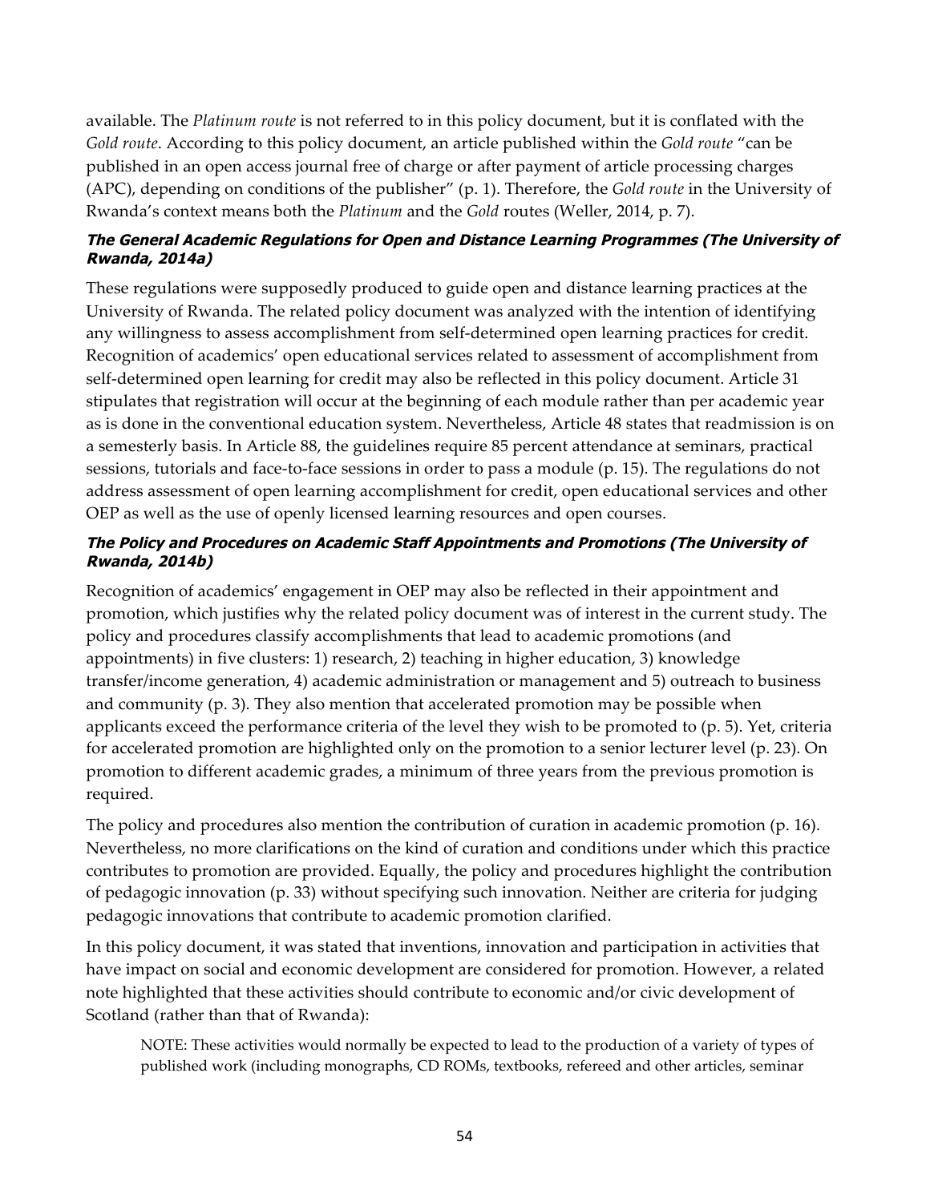available. The *Platinum route* is not referred to in this policy document, but it is conflated with the *Gold route*. According to this policy document, an article published within the *Gold route* "can be published in an open access journal free of charge or after payment of article processing charges (APC), depending on conditions of the publisher" (p. 1). Therefore, the *Gold route* in the University of Rwanda's context means both the *Platinum* and the *Gold* routes (Weller, 2014, p. 7).

#### *The General Academic Regulations for Open and Distance Learning Programmes (The University of Rwanda, 2014a)*

These regulations were supposedly produced to guide open and distance learning practices at the University of Rwanda. The related policy document was analyzed with the intention of identifying any willingness to assess accomplishment from self-determined open learning practices for credit. Recognition of academics' open educational services related to assessment of accomplishment from self-determined open learning for credit may also be reflected in this policy document. Article 31 stipulates that registration will occur at the beginning of each module rather than per academic year as is done in the conventional education system. Nevertheless, Article 48 states that readmission is on a semesterly basis. In Article 88, the guidelines require 85 percent attendance at seminars, practical sessions, tutorials and face-to-face sessions in order to pass a module (p. 15). The regulations do not address assessment of open learning accomplishment for credit, open educational services and other OEP as well as the use of openly licensed learning resources and open courses.

#### *The Policy and Procedures on Academic Staff Appointments and Promotions (The University of Rwanda, 2014b)*

Recognition of academics' engagement in OEP may also be reflected in their appointment and promotion, which justifies why the related policy document was of interest in the current study. The policy and procedures classify accomplishments that lead to academic promotions (and appointments) in five clusters: 1) research, 2) teaching in higher education, 3) knowledge transfer/income generation, 4) academic administration or management and 5) outreach to business and community (p. 3). They also mention that accelerated promotion may be possible when applicants exceed the performance criteria of the level they wish to be promoted to (p. 5). Yet, criteria for accelerated promotion are highlighted only on the promotion to a senior lecturer level (p. 23). On promotion to different academic grades, a minimum of three years from the previous promotion is required.

The policy and procedures also mention the contribution of curation in academic promotion (p. 16). Nevertheless, no more clarifications on the kind of curation and conditions under which this practice contributes to promotion are provided. Equally, the policy and procedures highlight the contribution of pedagogic innovation (p. 33) without specifying such innovation. Neither are criteria for judging pedagogic innovations that contribute to academic promotion clarified.

In this policy document, it was stated that inventions, innovation and participation in activities that have impact on social and economic development are considered for promotion. However, a related note highlighted that these activities should contribute to economic and/or civic development of Scotland (rather than that of Rwanda):

> NOTE: These activities would normally be expected to lead to the production of a variety of types of published work (including monographs, CD ROMs, textbooks, refereed and other articles, seminar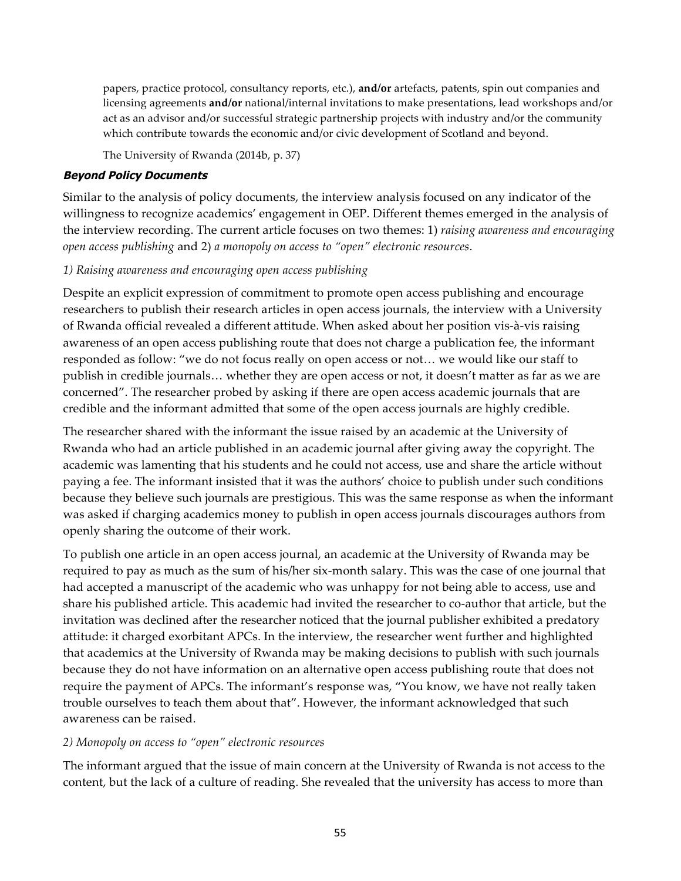papers, practice protocol, consultancy reports, etc.), **and/or** artefacts, patents, spin out companies and licensing agreements **and/or** national/internal invitations to make presentations, lead workshops and/or act as an advisor and/or successful strategic partnership projects with industry and/or the community which contribute towards the economic and/or civic development of Scotland and beyond.

The University of Rwanda (2014b, p. 37)

***Beyond Policy Documents***

Similar to the analysis of policy documents, the interview analysis focused on any indicator of the willingness to recognize academics' engagement in OEP. Different themes emerged in the analysis of the interview recording. The current article focuses on two themes: 1) *raising awareness and encouraging open access publishing* and 2) *a monopoly on access to "open" electronic resources*.

*1) Raising awareness and encouraging open access publishing*

Despite an explicit expression of commitment to promote open access publishing and encourage researchers to publish their research articles in open access journals, the interview with a University of Rwanda official revealed a different attitude. When asked about her position vis-à-vis raising awareness of an open access publishing route that does not charge a publication fee, the informant responded as follow: "we do not focus really on open access or not… we would like our staff to publish in credible journals… whether they are open access or not, it doesn't matter as far as we are concerned". The researcher probed by asking if there are open access academic journals that are credible and the informant admitted that some of the open access journals are highly credible.

The researcher shared with the informant the issue raised by an academic at the University of Rwanda who had an article published in an academic journal after giving away the copyright. The academic was lamenting that his students and he could not access, use and share the article without paying a fee. The informant insisted that it was the authors' choice to publish under such conditions because they believe such journals are prestigious. This was the same response as when the informant was asked if charging academics money to publish in open access journals discourages authors from openly sharing the outcome of their work.

To publish one article in an open access journal, an academic at the University of Rwanda may be required to pay as much as the sum of his/her six-month salary. This was the case of one journal that had accepted a manuscript of the academic who was unhappy for not being able to access, use and share his published article. This academic had invited the researcher to co-author that article, but the invitation was declined after the researcher noticed that the journal publisher exhibited a predatory attitude: it charged exorbitant APCs. In the interview, the researcher went further and highlighted that academics at the University of Rwanda may be making decisions to publish with such journals because they do not have information on an alternative open access publishing route that does not require the payment of APCs. The informant's response was, "You know, we have not really taken trouble ourselves to teach them about that". However, the informant acknowledged that such awareness can be raised.

*2) Monopoly on access to "open" electronic resources*

The informant argued that the issue of main concern at the University of Rwanda is not access to the content, but the lack of a culture of reading. She revealed that the university has access to more than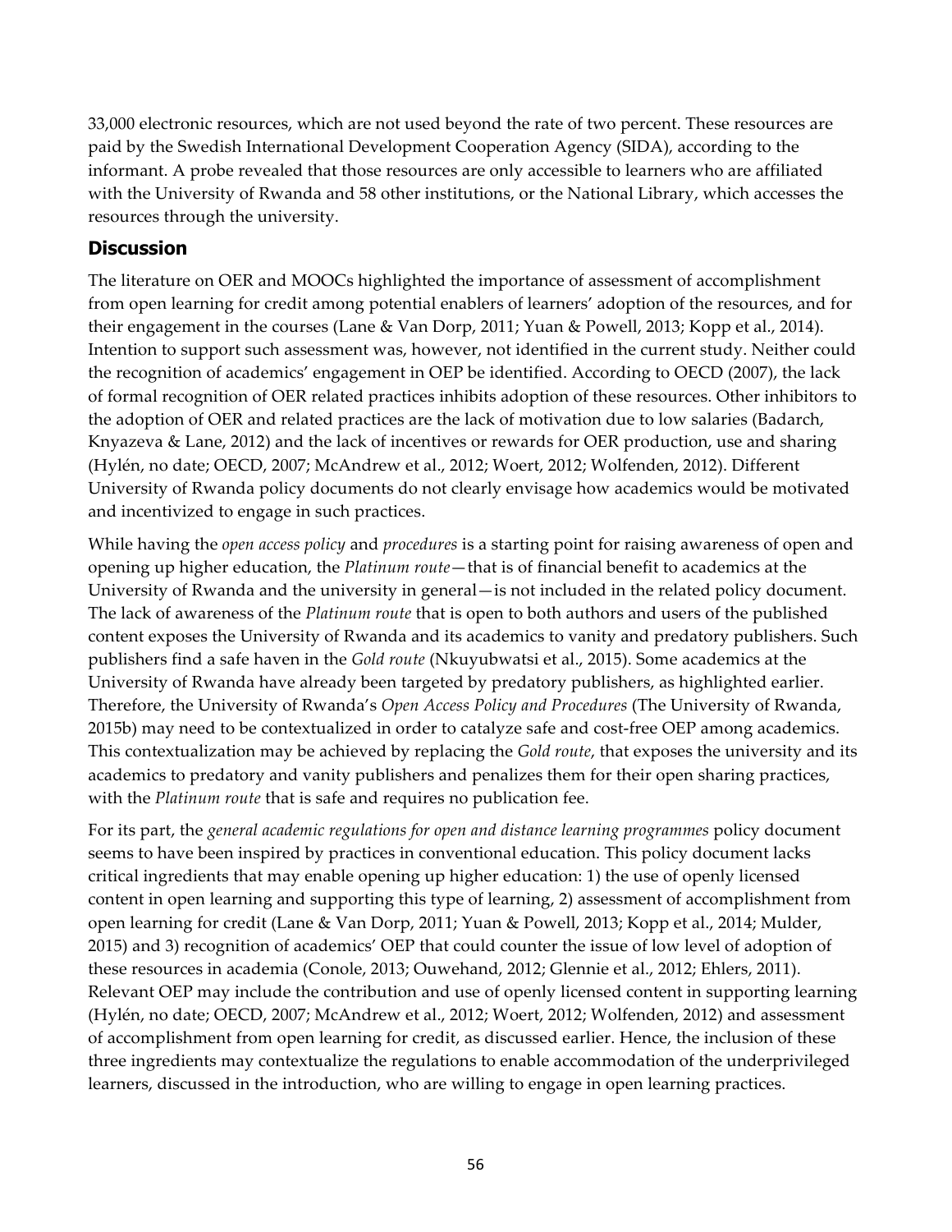33,000 electronic resources, which are not used beyond the rate of two percent. These resources are paid by the Swedish International Development Cooperation Agency (SIDA), according to the informant. A probe revealed that those resources are only accessible to learners who are affiliated with the University of Rwanda and 58 other institutions, or the National Library, which accesses the resources through the university.

## Discussion

The literature on OER and MOOCs highlighted the importance of assessment of accomplishment from open learning for credit among potential enablers of learners' adoption of the resources, and for their engagement in the courses (Lane & Van Dorp, 2011; Yuan & Powell, 2013; Kopp et al., 2014). Intention to support such assessment was, however, not identified in the current study. Neither could the recognition of academics' engagement in OEP be identified. According to OECD (2007), the lack of formal recognition of OER related practices inhibits adoption of these resources. Other inhibitors to the adoption of OER and related practices are the lack of motivation due to low salaries (Badarch, Knyazeva & Lane, 2012) and the lack of incentives or rewards for OER production, use and sharing (Hylén, no date; OECD, 2007; McAndrew et al., 2012; Woert, 2012; Wolfenden, 2012). Different University of Rwanda policy documents do not clearly envisage how academics would be motivated and incentivized to engage in such practices.

While having the *open access policy* and *procedures* is a starting point for raising awareness of open and opening up higher education, the *Platinum route*—that is of financial benefit to academics at the University of Rwanda and the university in general—is not included in the related policy document. The lack of awareness of the *Platinum route* that is open to both authors and users of the published content exposes the University of Rwanda and its academics to vanity and predatory publishers. Such publishers find a safe haven in the *Gold route* (Nkuyubwatsi et al., 2015). Some academics at the University of Rwanda have already been targeted by predatory publishers, as highlighted earlier. Therefore, the University of Rwanda's *Open Access Policy and Procedures* (The University of Rwanda, 2015b) may need to be contextualized in order to catalyze safe and cost-free OEP among academics. This contextualization may be achieved by replacing the *Gold route*, that exposes the university and its academics to predatory and vanity publishers and penalizes them for their open sharing practices, with the *Platinum route* that is safe and requires no publication fee.

For its part, the *general academic regulations for open and distance learning programmes* policy document seems to have been inspired by practices in conventional education. This policy document lacks critical ingredients that may enable opening up higher education: 1) the use of openly licensed content in open learning and supporting this type of learning, 2) assessment of accomplishment from open learning for credit (Lane & Van Dorp, 2011; Yuan & Powell, 2013; Kopp et al., 2014; Mulder, 2015) and 3) recognition of academics' OEP that could counter the issue of low level of adoption of these resources in academia (Conole, 2013; Ouwehand, 2012; Glennie et al., 2012; Ehlers, 2011). Relevant OEP may include the contribution and use of openly licensed content in supporting learning (Hylén, no date; OECD, 2007; McAndrew et al., 2012; Woert, 2012; Wolfenden, 2012) and assessment of accomplishment from open learning for credit, as discussed earlier. Hence, the inclusion of these three ingredients may contextualize the regulations to enable accommodation of the underprivileged learners, discussed in the introduction, who are willing to engage in open learning practices.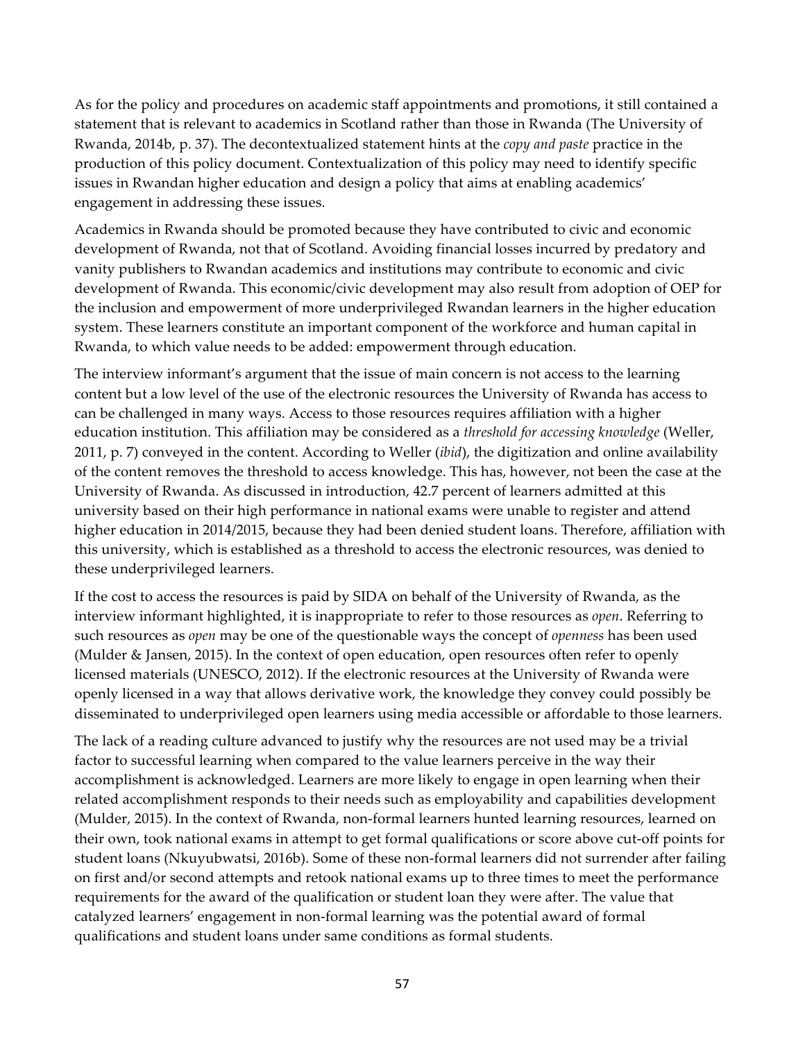As for the policy and procedures on academic staff appointments and promotions, it still contained a statement that is relevant to academics in Scotland rather than those in Rwanda (The University of Rwanda, 2014b, p. 37). The decontextualized statement hints at the *copy and paste* practice in the production of this policy document. Contextualization of this policy may need to identify specific issues in Rwandan higher education and design a policy that aims at enabling academics' engagement in addressing these issues.

Academics in Rwanda should be promoted because they have contributed to civic and economic development of Rwanda, not that of Scotland. Avoiding financial losses incurred by predatory and vanity publishers to Rwandan academics and institutions may contribute to economic and civic development of Rwanda. This economic/civic development may also result from adoption of OEP for the inclusion and empowerment of more underprivileged Rwandan learners in the higher education system. These learners constitute an important component of the workforce and human capital in Rwanda, to which value needs to be added: empowerment through education.

The interview informant's argument that the issue of main concern is not access to the learning content but a low level of the use of the electronic resources the University of Rwanda has access to can be challenged in many ways. Access to those resources requires affiliation with a higher education institution. This affiliation may be considered as a *threshold for accessing knowledge* (Weller, 2011, p. 7) conveyed in the content. According to Weller (*ibid*), the digitization and online availability of the content removes the threshold to access knowledge. This has, however, not been the case at the University of Rwanda. As discussed in introduction, 42.7 percent of learners admitted at this university based on their high performance in national exams were unable to register and attend higher education in 2014/2015, because they had been denied student loans. Therefore, affiliation with this university, which is established as a threshold to access the electronic resources, was denied to these underprivileged learners.

If the cost to access the resources is paid by SIDA on behalf of the University of Rwanda, as the interview informant highlighted, it is inappropriate to refer to those resources as *open*. Referring to such resources as *open* may be one of the questionable ways the concept of *openness* has been used (Mulder & Jansen, 2015). In the context of open education, open resources often refer to openly licensed materials (UNESCO, 2012). If the electronic resources at the University of Rwanda were openly licensed in a way that allows derivative work, the knowledge they convey could possibly be disseminated to underprivileged open learners using media accessible or affordable to those learners.

The lack of a reading culture advanced to justify why the resources are not used may be a trivial factor to successful learning when compared to the value learners perceive in the way their accomplishment is acknowledged. Learners are more likely to engage in open learning when their related accomplishment responds to their needs such as employability and capabilities development (Mulder, 2015). In the context of Rwanda, non-formal learners hunted learning resources, learned on their own, took national exams in attempt to get formal qualifications or score above cut-off points for student loans (Nkuyubwatsi, 2016b). Some of these non-formal learners did not surrender after failing on first and/or second attempts and retook national exams up to three times to meet the performance requirements for the award of the qualification or student loan they were after. The value that catalyzed learners' engagement in non-formal learning was the potential award of formal qualifications and student loans under same conditions as formal students.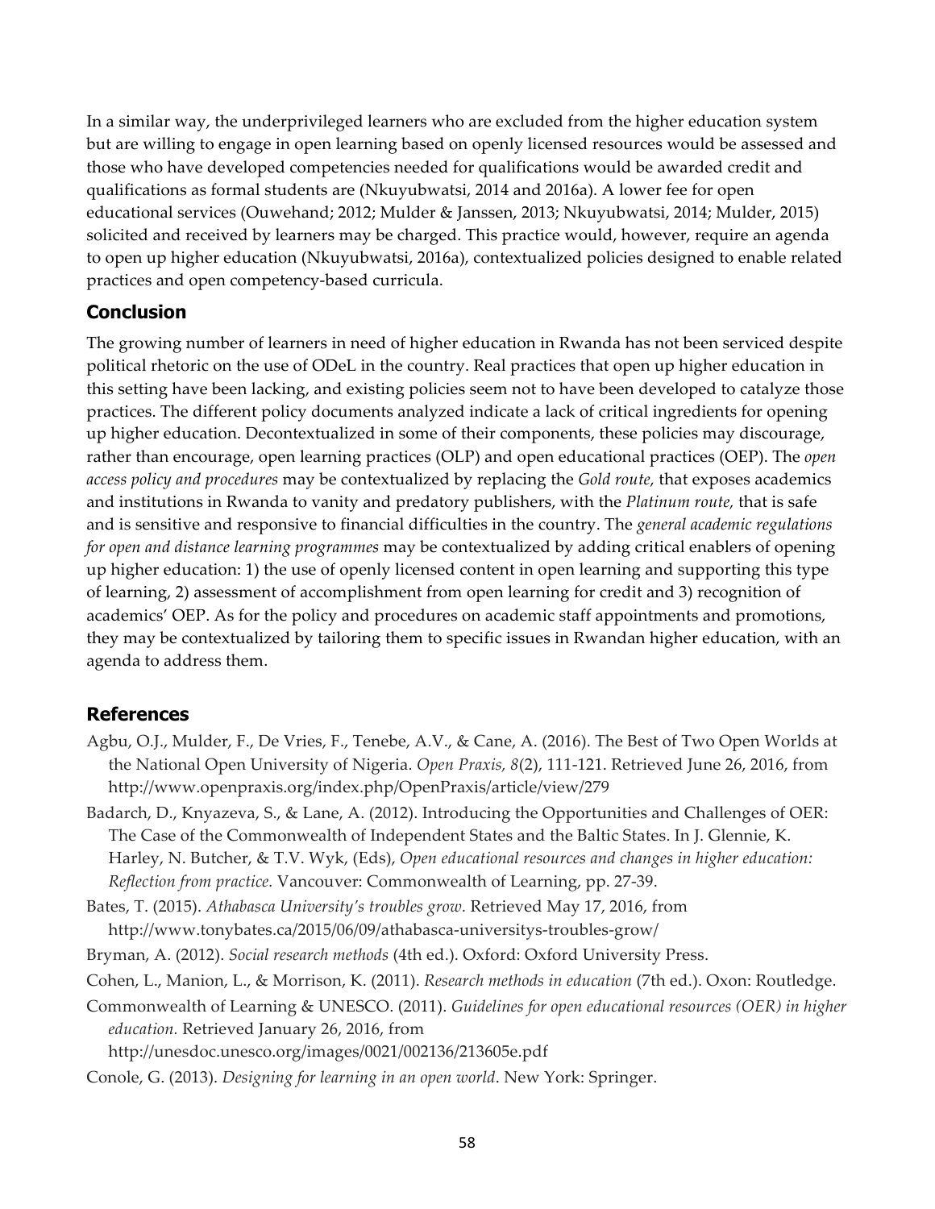In a similar way, the underprivileged learners who are excluded from the higher education system but are willing to engage in open learning based on openly licensed resources would be assessed and those who have developed competencies needed for qualifications would be awarded credit and qualifications as formal students are (Nkuyubwatsi, 2014 and 2016a). A lower fee for open educational services (Ouwehand; 2012; Mulder & Janssen, 2013; Nkuyubwatsi, 2014; Mulder, 2015) solicited and received by learners may be charged. This practice would, however, require an agenda to open up higher education (Nkuyubwatsi, 2016a), contextualized policies designed to enable related practices and open competency-based curricula.

## Conclusion

The growing number of learners in need of higher education in Rwanda has not been serviced despite political rhetoric on the use of ODeL in the country. Real practices that open up higher education in this setting have been lacking, and existing policies seem not to have been developed to catalyze those practices. The different policy documents analyzed indicate a lack of critical ingredients for opening up higher education. Decontextualized in some of their components, these policies may discourage, rather than encourage, open learning practices (OLP) and open educational practices (OEP). The *open access policy and procedures* may be contextualized by replacing the *Gold route,* that exposes academics and institutions in Rwanda to vanity and predatory publishers, with the *Platinum route,* that is safe and is sensitive and responsive to financial difficulties in the country. The *general academic regulations for open and distance learning programmes* may be contextualized by adding critical enablers of opening up higher education: 1) the use of openly licensed content in open learning and supporting this type of learning, 2) assessment of accomplishment from open learning for credit and 3) recognition of academics' OEP. As for the policy and procedures on academic staff appointments and promotions, they may be contextualized by tailoring them to specific issues in Rwandan higher education, with an agenda to address them.

## References

Agbu, O.J., Mulder, F., De Vries, F., Tenebe, A.V., & Cane, A. (2016). The Best of Two Open Worlds at the National Open University of Nigeria. *Open Praxis, 8*(2), 111-121. Retrieved June 26, 2016, from http://www.openpraxis.org/index.php/OpenPraxis/article/view/279

Badarch, D., Knyazeva, S., & Lane, A. (2012). Introducing the Opportunities and Challenges of OER: The Case of the Commonwealth of Independent States and the Baltic States. In J. Glennie, K. Harley, N. Butcher, & T.V. Wyk, (Eds), *Open educational resources and changes in higher education: Reflection from practice.* Vancouver: Commonwealth of Learning, pp. 27-39.

Bates, T. (2015). *Athabasca University's troubles grow.* Retrieved May 17, 2016, from http://www.tonybates.ca/2015/06/09/athabasca-universitys-troubles-grow/

Bryman, A. (2012). *Social research methods* (4th ed.). Oxford: Oxford University Press.

Cohen, L., Manion, L., & Morrison, K. (2011). *Research methods in education* (7th ed.). Oxon: Routledge.

Commonwealth of Learning & UNESCO. (2011). *Guidelines for open educational resources (OER) in higher education.* Retrieved January 26, 2016, from http://unesdoc.unesco.org/images/0021/002136/213605e.pdf

Conole, G. (2013). *Designing for learning in an open world*. New York: Springer.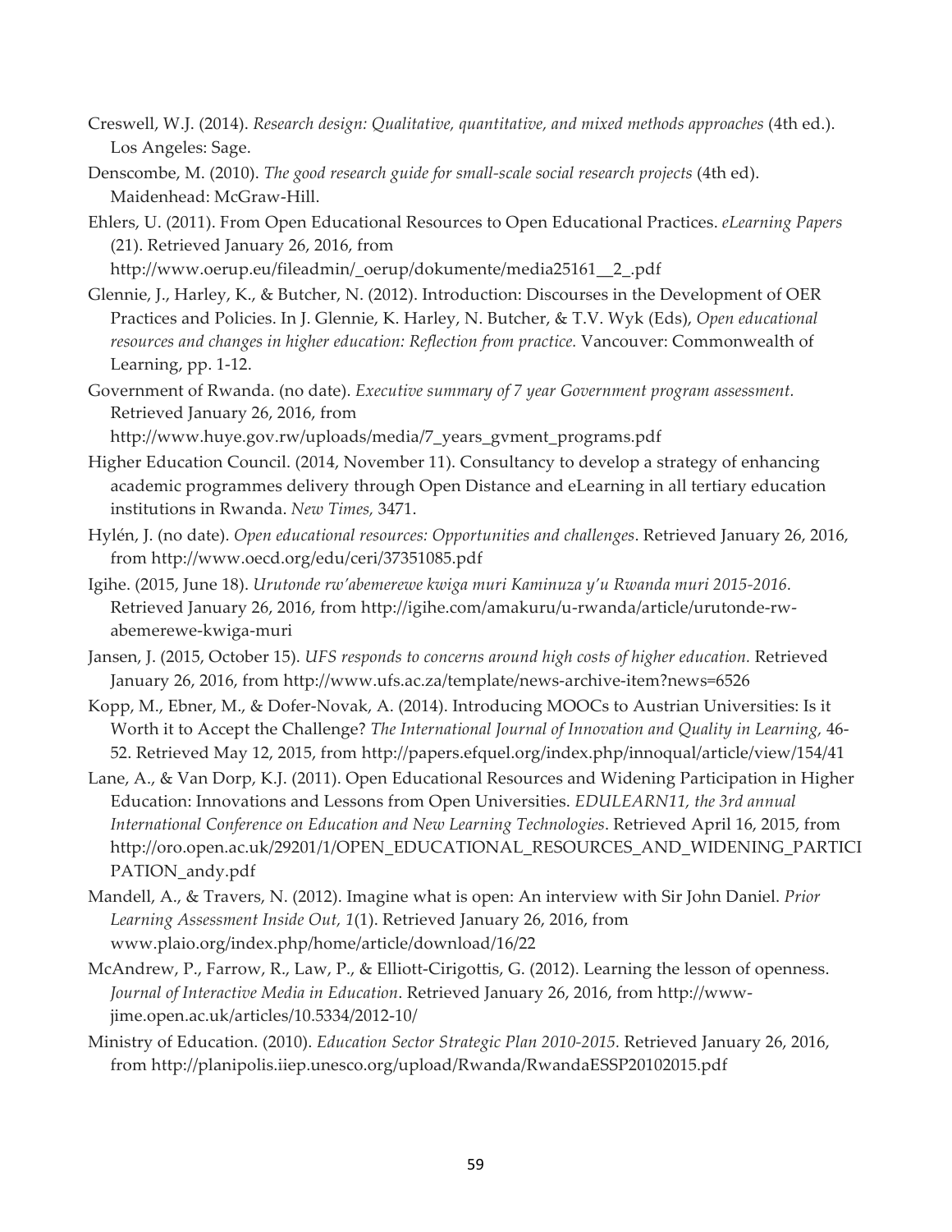Creswell, W.J. (2014). *Research design: Qualitative, quantitative, and mixed methods approaches* (4th ed.). Los Angeles: Sage.

Denscombe, M. (2010). *The good research guide for small-scale social research projects* (4th ed). Maidenhead: McGraw-Hill.

Ehlers, U. (2011). From Open Educational Resources to Open Educational Practices. *eLearning Papers* (21). Retrieved January 26, 2016, from http://www.oerup.eu/fileadmin/_oerup/dokumente/media25161__2_.pdf

Glennie, J., Harley, K., & Butcher, N. (2012). Introduction: Discourses in the Development of OER Practices and Policies. In J. Glennie, K. Harley, N. Butcher, & T.V. Wyk (Eds), *Open educational resources and changes in higher education: Reflection from practice.* Vancouver: Commonwealth of Learning, pp. 1-12.

Government of Rwanda. (no date). *Executive summary of 7 year Government program assessment.* Retrieved January 26, 2016, from http://www.huye.gov.rw/uploads/media/7_years_gvment_programs.pdf

Higher Education Council. (2014, November 11). Consultancy to develop a strategy of enhancing academic programmes delivery through Open Distance and eLearning in all tertiary education institutions in Rwanda. *New Times,* 3471.

Hylén, J. (no date). *Open educational resources: Opportunities and challenges*. Retrieved January 26, 2016, from http://www.oecd.org/edu/ceri/37351085.pdf

Igihe. (2015, June 18). *Urutonde rw'abemerewe kwiga muri Kaminuza y'u Rwanda muri 2015-2016.* Retrieved January 26, 2016, from http://igihe.com/amakuru/u-rwanda/article/urutonde-rw-abemerewe-kwiga-muri

Jansen, J. (2015, October 15). *UFS responds to concerns around high costs of higher education.* Retrieved January 26, 2016, from http://www.ufs.ac.za/template/news-archive-item?news=6526

Kopp, M., Ebner, M., & Dofer-Novak, A. (2014). Introducing MOOCs to Austrian Universities: Is it Worth it to Accept the Challenge? *The International Journal of Innovation and Quality in Learning,* 46-52. Retrieved May 12, 2015, from http://papers.efquel.org/index.php/innoqual/article/view/154/41

Lane, A., & Van Dorp, K.J. (2011). Open Educational Resources and Widening Participation in Higher Education: Innovations and Lessons from Open Universities. *EDULEARN11, the 3rd annual International Conference on Education and New Learning Technologies*. Retrieved April 16, 2015, from http://oro.open.ac.uk/29201/1/OPEN_EDUCATIONAL_RESOURCES_AND_WIDENING_PARTICIPATION_andy.pdf

Mandell, A., & Travers, N. (2012). Imagine what is open: An interview with Sir John Daniel. *Prior Learning Assessment Inside Out, 1*(1). Retrieved January 26, 2016, from www.plaio.org/index.php/home/article/download/16/22

McAndrew, P., Farrow, R., Law, P., & Elliott-Cirigottis, G. (2012). Learning the lesson of openness. *Journal of Interactive Media in Education*. Retrieved January 26, 2016, from http://www-jime.open.ac.uk/articles/10.5334/2012-10/

Ministry of Education. (2010). *Education Sector Strategic Plan 2010-2015.* Retrieved January 26, 2016, from http://planipolis.iiep.unesco.org/upload/Rwanda/RwandaESSP20102015.pdf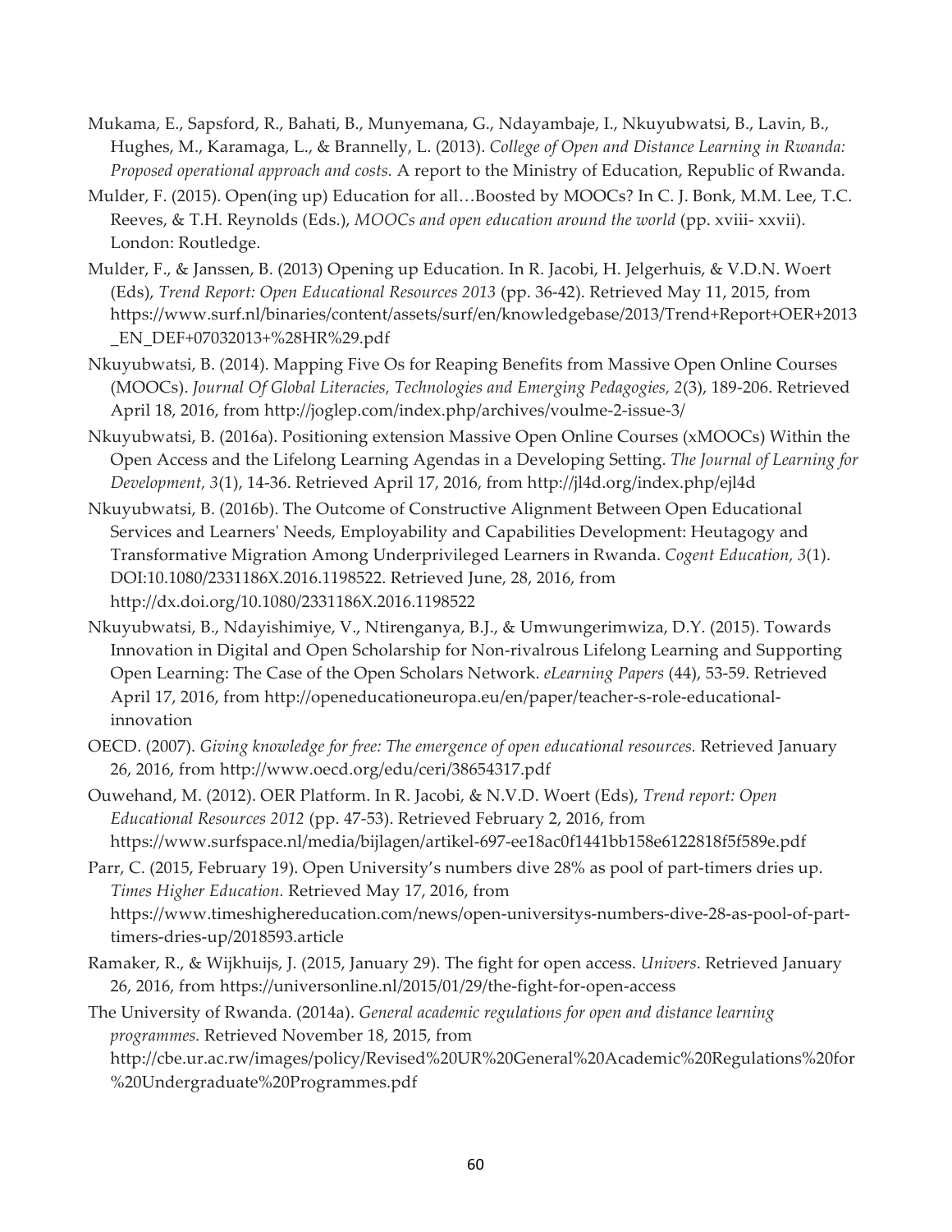Mukama, E., Sapsford, R., Bahati, B., Munyemana, G., Ndayambaje, I., Nkuyubwatsi, B., Lavin, B., Hughes, M., Karamaga, L., & Brannelly, L. (2013). *College of Open and Distance Learning in Rwanda: Proposed operational approach and costs.* A report to the Ministry of Education, Republic of Rwanda.

Mulder, F. (2015). Open(ing up) Education for all…Boosted by MOOCs? In C. J. Bonk, M.M. Lee, T.C. Reeves, & T.H. Reynolds (Eds.), *MOOCs and open education around the world* (pp. xviii- xxvii). London: Routledge.

Mulder, F., & Janssen, B. (2013) Opening up Education. In R. Jacobi, H. Jelgerhuis, & V.D.N. Woert (Eds), *Trend Report: Open Educational Resources 2013* (pp. 36-42). Retrieved May 11, 2015, from https://www.surf.nl/binaries/content/assets/surf/en/knowledgebase/2013/Trend+Report+OER+2013_EN_DEF+07032013+%28HR%29.pdf

Nkuyubwatsi, B. (2014). Mapping Five Os for Reaping Benefits from Massive Open Online Courses (MOOCs). *Journal Of Global Literacies, Technologies and Emerging Pedagogies, 2*(3), 189-206. Retrieved April 18, 2016, from http://joglep.com/index.php/archives/voulme-2-issue-3/

Nkuyubwatsi, B. (2016a). Positioning extension Massive Open Online Courses (xMOOCs) Within the Open Access and the Lifelong Learning Agendas in a Developing Setting. *The Journal of Learning for Development, 3*(1), 14-36. Retrieved April 17, 2016, from http://jl4d.org/index.php/ejl4d

Nkuyubwatsi, B. (2016b). The Outcome of Constructive Alignment Between Open Educational Services and Learners' Needs, Employability and Capabilities Development: Heutagogy and Transformative Migration Among Underprivileged Learners in Rwanda. *Cogent Education, 3*(1). DOI:10.1080/2331186X.2016.1198522. Retrieved June, 28, 2016, from http://dx.doi.org/10.1080/2331186X.2016.1198522

Nkuyubwatsi, B., Ndayishimiye, V., Ntirenganya, B.J., & Umwungerimwiza, D.Y. (2015). Towards Innovation in Digital and Open Scholarship for Non-rivalrous Lifelong Learning and Supporting Open Learning: The Case of the Open Scholars Network. *eLearning Papers* (44), 53-59. Retrieved April 17, 2016, from http://openeducationeuropa.eu/en/paper/teacher-s-role-educational-innovation

OECD. (2007). *Giving knowledge for free: The emergence of open educational resources.* Retrieved January 26, 2016, from http://www.oecd.org/edu/ceri/38654317.pdf

Ouwehand, M. (2012). OER Platform. In R. Jacobi, & N.V.D. Woert (Eds), *Trend report: Open Educational Resources 2012* (pp. 47-53). Retrieved February 2, 2016, from https://www.surfspace.nl/media/bijlagen/artikel-697-ee18ac0f1441bb158e6122818f5f589e.pdf

Parr, C. (2015, February 19). Open University's numbers dive 28% as pool of part-timers dries up. *Times Higher Education.* Retrieved May 17, 2016, from https://www.timeshighereducation.com/news/open-universitys-numbers-dive-28-as-pool-of-part-timers-dries-up/2018593.article

Ramaker, R., & Wijkhuijs, J. (2015, January 29). The fight for open access. *Univers*. Retrieved January 26, 2016, from https://universonline.nl/2015/01/29/the-fight-for-open-access

The University of Rwanda. (2014a). *General academic regulations for open and distance learning programmes.* Retrieved November 18, 2015, from http://cbe.ur.ac.rw/images/policy/Revised%20UR%20General%20Academic%20Regulations%20for%20Undergraduate%20Programmes.pdf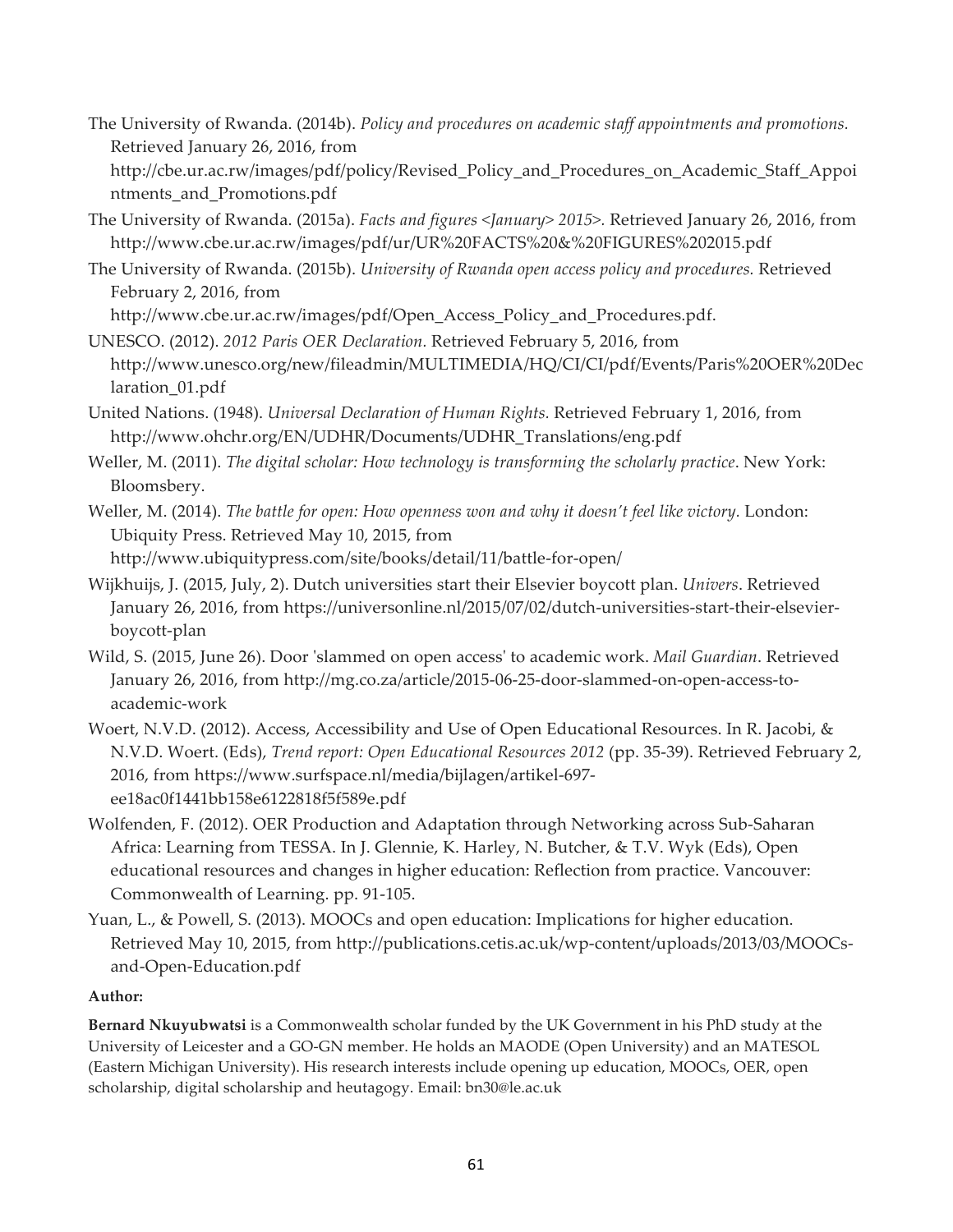The University of Rwanda. (2014b). *Policy and procedures on academic staff appointments and promotions.* Retrieved January 26, 2016, from http://cbe.ur.ac.rw/images/pdf/policy/Revised_Policy_and_Procedures_on_Academic_Staff_Appointments_and_Promotions.pdf

The University of Rwanda. (2015a). *Facts and figures <January> 2015>.* Retrieved January 26, 2016, from http://www.cbe.ur.ac.rw/images/pdf/ur/UR%20FACTS%20&%20FIGURES%202015.pdf

The University of Rwanda. (2015b). *University of Rwanda open access policy and procedures.* Retrieved February 2, 2016, from http://www.cbe.ur.ac.rw/images/pdf/Open_Access_Policy_and_Procedures.pdf.

UNESCO. (2012). *2012 Paris OER Declaration.* Retrieved February 5, 2016, from http://www.unesco.org/new/fileadmin/MULTIMEDIA/HQ/CI/CI/pdf/Events/Paris%20OER%20Declaration_01.pdf

United Nations. (1948). *Universal Declaration of Human Rights.* Retrieved February 1, 2016, from http://www.ohchr.org/EN/UDHR/Documents/UDHR_Translations/eng.pdf

Weller, M. (2011). *The digital scholar: How technology is transforming the scholarly practice*. New York: Bloomsbery.

Weller, M. (2014). *The battle for open: How openness won and why it doesn't feel like victory.* London: Ubiquity Press. Retrieved May 10, 2015, from http://www.ubiquitypress.com/site/books/detail/11/battle-for-open/

Wijkhuijs, J. (2015, July, 2). Dutch universities start their Elsevier boycott plan. *Univers*. Retrieved January 26, 2016, from https://universonline.nl/2015/07/02/dutch-universities-start-their-elsevier-boycott-plan

Wild, S. (2015, June 26). Door 'slammed on open access' to academic work. *Mail Guardian*. Retrieved January 26, 2016, from http://mg.co.za/article/2015-06-25-door-slammed-on-open-access-to-academic-work

Woert, N.V.D. (2012). Access, Accessibility and Use of Open Educational Resources. In R. Jacobi, & N.V.D. Woert. (Eds), *Trend report: Open Educational Resources 2012* (pp. 35-39). Retrieved February 2, 2016, from https://www.surfspace.nl/media/bijlagen/artikel-697-ee18ac0f1441bb158e6122818f5f589e.pdf

Wolfenden, F. (2012). OER Production and Adaptation through Networking across Sub-Saharan Africa: Learning from TESSA. In J. Glennie, K. Harley, N. Butcher, & T.V. Wyk (Eds), Open educational resources and changes in higher education: Reflection from practice. Vancouver: Commonwealth of Learning. pp. 91-105.

Yuan, L., & Powell, S. (2013). MOOCs and open education: Implications for higher education. Retrieved May 10, 2015, from http://publications.cetis.ac.uk/wp-content/uploads/2013/03/MOOCs-and-Open-Education.pdf

**Author:**

**Bernard Nkuyubwatsi** is a Commonwealth scholar funded by the UK Government in his PhD study at the University of Leicester and a GO-GN member. He holds an MAODE (Open University) and an MATESOL (Eastern Michigan University). His research interests include opening up education, MOOCs, OER, open scholarship, digital scholarship and heutagogy. Email: bn30@le.ac.uk